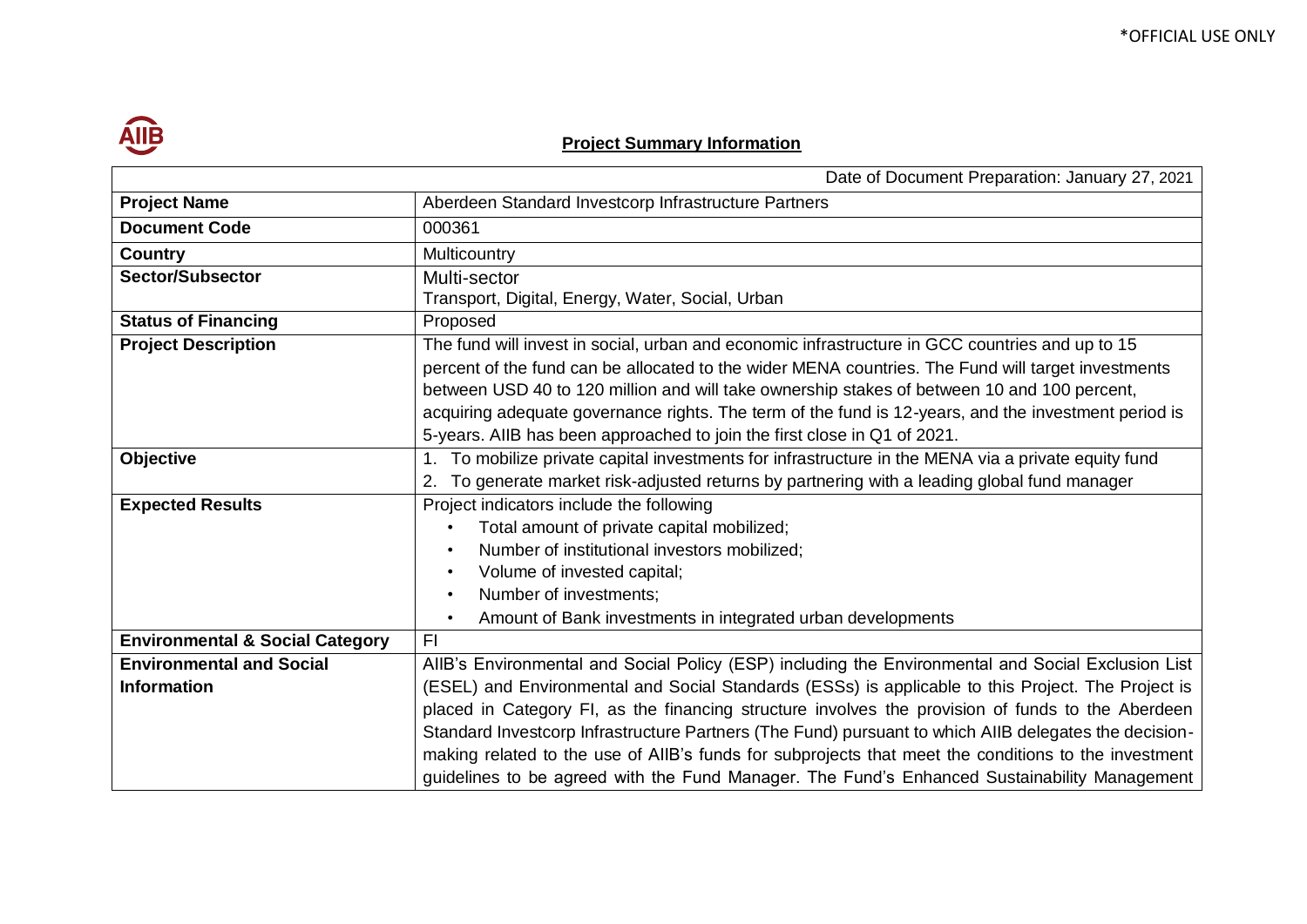# Project Summary Information

| Date of Document Preparation: January 27, 2021 | |
|---|---|
| **Project Name** | Aberdeen Standard Investcorp Infrastructure Partners |
| **Document Code** | 000361 |
| **Country** | Multicountry |
| **Sector/Subsector** | Multi-sector<br>Transport, Digital, Energy, Water, Social, Urban |
| **Status of Financing** | Proposed |
| **Project Description** | The fund will invest in social, urban and economic infrastructure in GCC countries and up to 15 percent of the fund can be allocated to the wider MENA countries. The Fund will target investments between USD 40 to 120 million and will take ownership stakes of between 10 and 100 percent, acquiring adequate governance rights. The term of the fund is 12-years, and the investment period is 5-years. AIIB has been approached to join the first close in Q1 of 2021. |
| **Objective** | 1. To mobilize private capital investments for infrastructure in the MENA via a private equity fund<br>2. To generate market risk-adjusted returns by partnering with a leading global fund manager |
| **Expected Results** | Project indicators include the following<br>• Total amount of private capital mobilized;<br>• Number of institutional investors mobilized;<br>• Volume of invested capital;<br>• Number of investments;<br>• Amount of Bank investments in integrated urban developments |
| **Environmental & Social Category** | FI |
| **Environmental and Social Information** | AIIB's Environmental and Social Policy (ESP) including the Environmental and Social Exclusion List (ESEL) and Environmental and Social Standards (ESSs) is applicable to this Project. The Project is placed in Category FI, as the financing structure involves the provision of funds to the Aberdeen Standard Investcorp Infrastructure Partners (The Fund) pursuant to which AIIB delegates the decision-making related to the use of AIIB's funds for subprojects that meet the conditions to the investment guidelines to be agreed with the Fund Manager. The Fund's Enhanced Sustainability Management |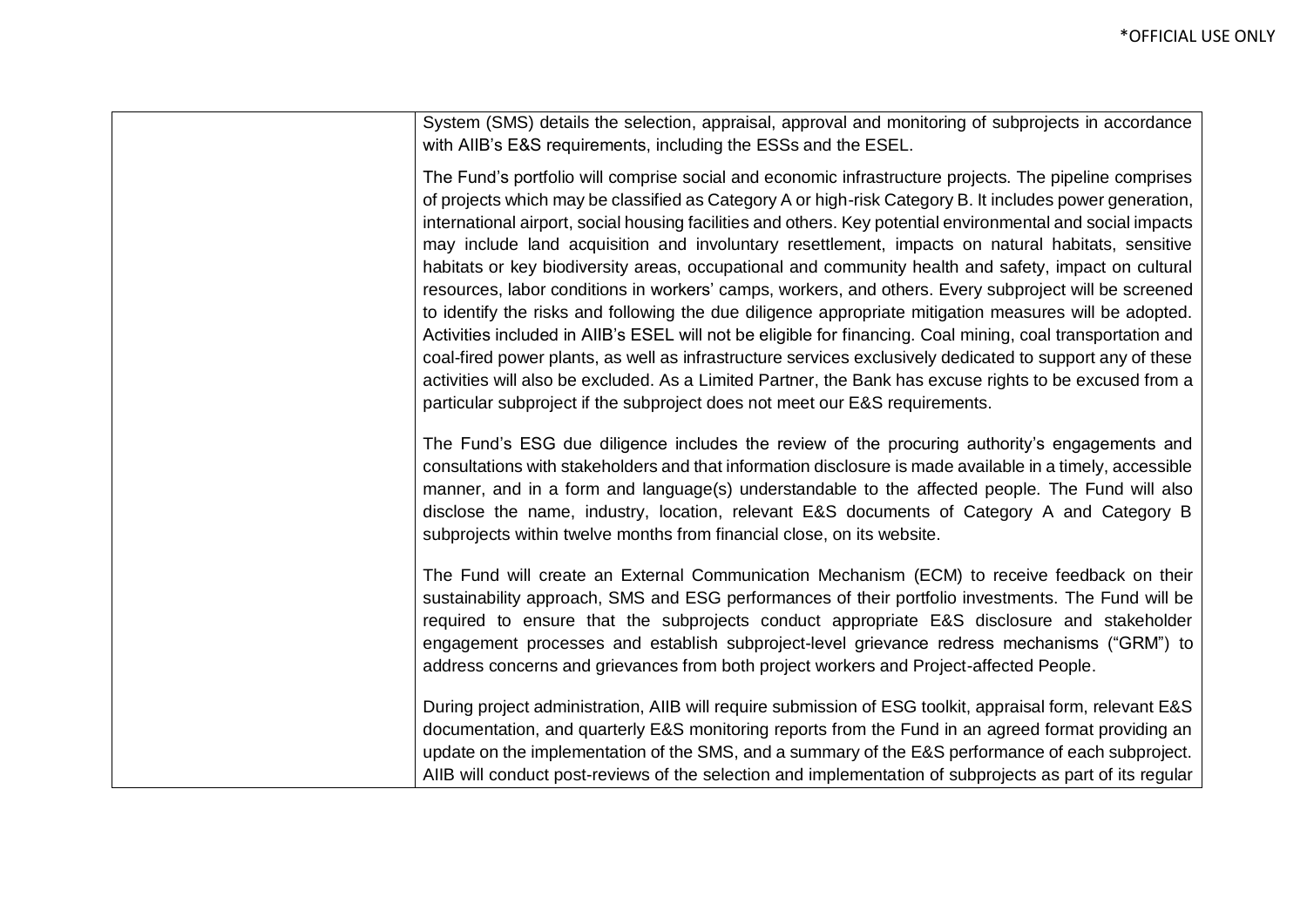| | System (SMS) details the selection, appraisal, approval and monitoring of subprojects in accordance with AIIB's E&S requirements, including the ESSs and the ESEL.<br><br>The Fund's portfolio will comprise social and economic infrastructure projects. The pipeline comprises of projects which may be classified as Category A or high-risk Category B. It includes power generation, international airport, social housing facilities and others. Key potential environmental and social impacts may include land acquisition and involuntary resettlement, impacts on natural habitats, sensitive habitats or key biodiversity areas, occupational and community health and safety, impact on cultural resources, labor conditions in workers' camps, workers, and others. Every subproject will be screened to identify the risks and following the due diligence appropriate mitigation measures will be adopted. Activities included in AIIB's ESEL will not be eligible for financing. Coal mining, coal transportation and coal-fired power plants, as well as infrastructure services exclusively dedicated to support any of these activities will also be excluded. As a Limited Partner, the Bank has excuse rights to be excused from a particular subproject if the subproject does not meet our E&S requirements.<br><br>The Fund's ESG due diligence includes the review of the procuring authority's engagements and consultations with stakeholders and that information disclosure is made available in a timely, accessible manner, and in a form and language(s) understandable to the affected people. The Fund will also disclose the name, industry, location, relevant E&S documents of Category A and Category B subprojects within twelve months from financial close, on its website.<br><br>The Fund will create an External Communication Mechanism (ECM) to receive feedback on their sustainability approach, SMS and ESG performances of their portfolio investments. The Fund will be required to ensure that the subprojects conduct appropriate E&S disclosure and stakeholder engagement processes and establish subproject-level grievance redress mechanisms ("GRM") to address concerns and grievances from both project workers and Project-affected People.<br><br>During project administration, AIIB will require submission of ESG toolkit, appraisal form, relevant E&S documentation, and quarterly E&S monitoring reports from the Fund in an agreed format providing an update on the implementation of the SMS, and a summary of the E&S performance of each subproject. AIIB will conduct post-reviews of the selection and implementation of subprojects as part of its regular |
|---|---|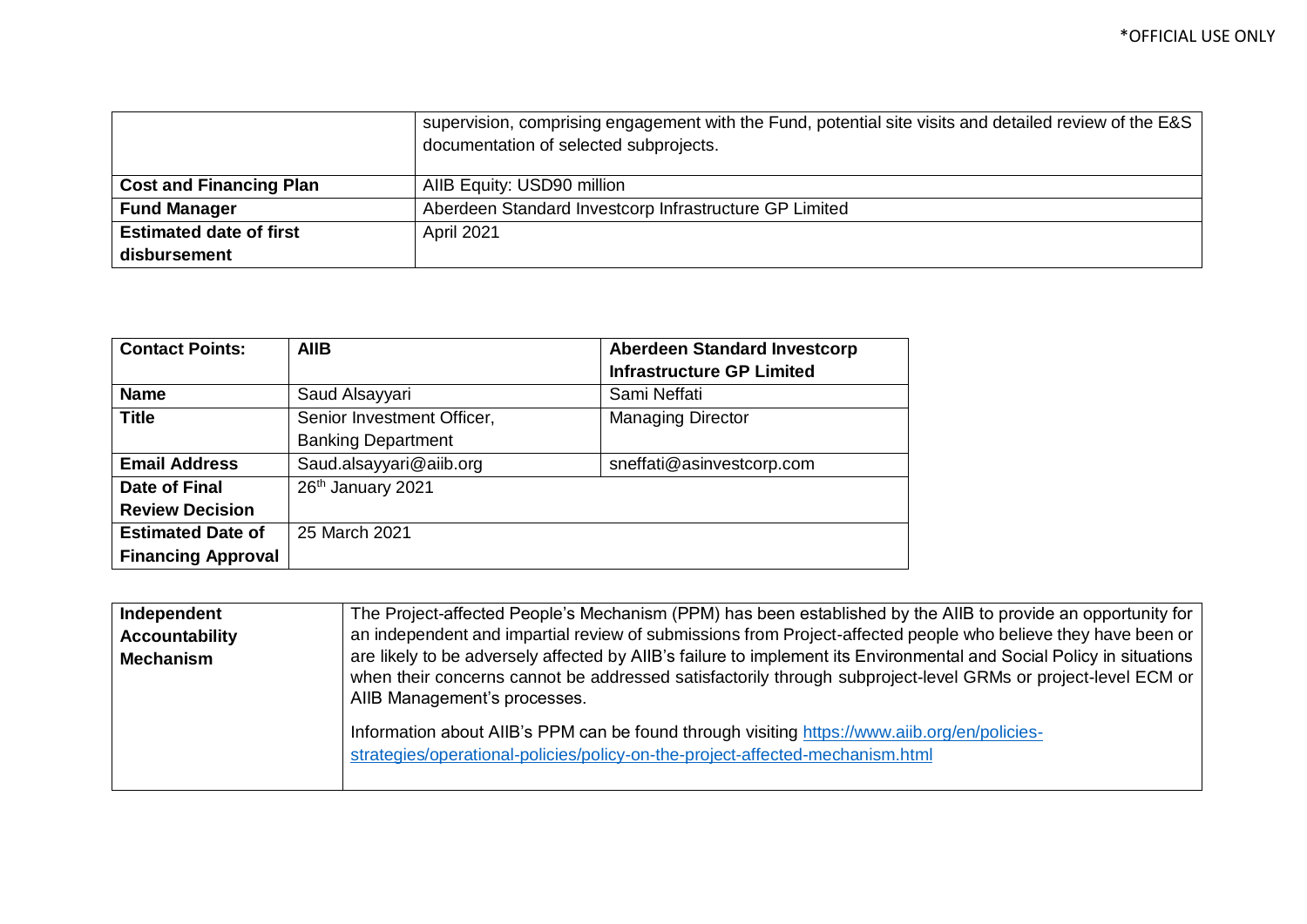| | |
|---|---|
| | supervision, comprising engagement with the Fund, potential site visits and detailed review of the E&S documentation of selected subprojects. |
| **Cost and Financing Plan** | AIIB Equity: USD90 million |
| **Fund Manager** | Aberdeen Standard Investcorp Infrastructure GP Limited |
| **Estimated date of first disbursement** | April 2021 |

| **Contact Points:** | **AIIB** | **Aberdeen Standard Investcorp Infrastructure GP Limited** |
|---|---|---|
| **Name** | Saud Alsayyari | Sami Neffati |
| **Title** | Senior Investment Officer, Banking Department | Managing Director |
| **Email Address** | Saud.alsayyari@aiib.org | sneffati@asinvestcorp.com |
| **Date of Final Review Decision** | 26th January 2021 | |
| **Estimated Date of Financing Approval** | 25 March 2021 | |

| | |
|---|---|
| **Independent Accountability Mechanism** | The Project-affected People's Mechanism (PPM) has been established by the AIIB to provide an opportunity for an independent and impartial review of submissions from Project-affected people who believe they have been or are likely to be adversely affected by AIIB's failure to implement its Environmental and Social Policy in situations when their concerns cannot be addressed satisfactorily through subproject-level GRMs or project-level ECM or AIIB Management's processes.<br><br>Information about AIIB's PPM can be found through visiting https://www.aiib.org/en/policies-strategies/operational-policies/policy-on-the-project-affected-mechanism.html |